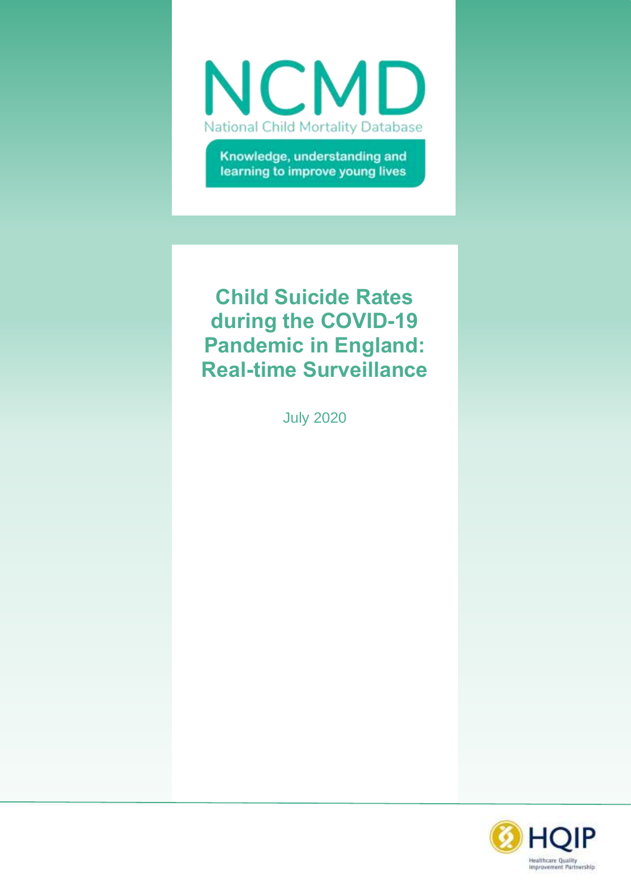NCMD

National Child Mortality Database

Knowledge, understanding and learning to improve young lives

# Child Suicide Rates during the COVID-19 Pandemic in England: Real-time Surveillance

July 2020

HQIP

Healthcare Quality Improvement Partnership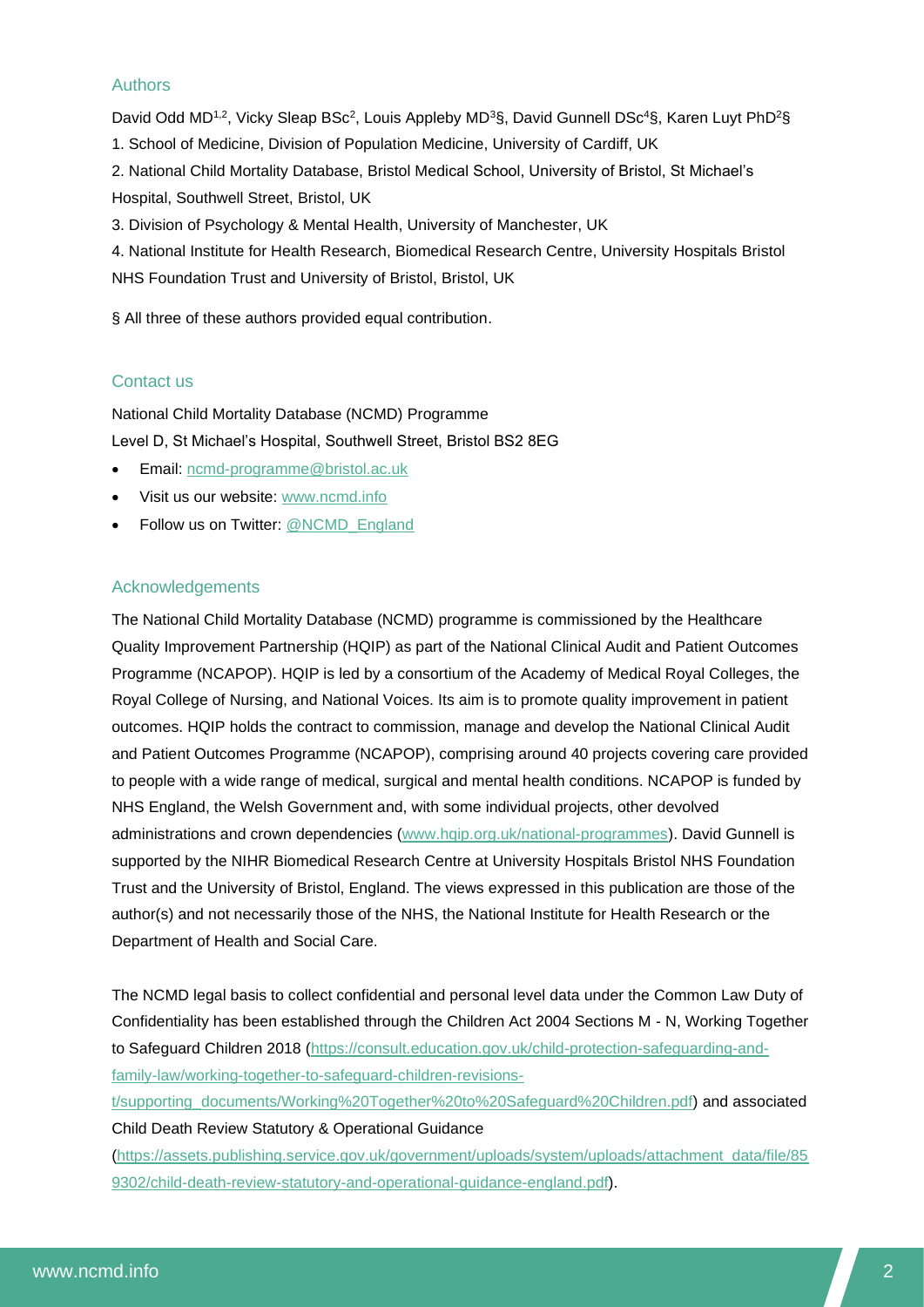## Authors

David Odd MD[1,2], Vicky Sleap BSc[2], Louis Appleby MD[3]§, David Gunnell DSc[4]§, Karen Luyt PhD[2]§

1. School of Medicine, Division of Population Medicine, University of Cardiff, UK
2. National Child Mortality Database, Bristol Medical School, University of Bristol, St Michael's Hospital, Southwell Street, Bristol, UK
3. Division of Psychology & Mental Health, University of Manchester, UK
4. National Institute for Health Research, Biomedical Research Centre, University Hospitals Bristol NHS Foundation Trust and University of Bristol, Bristol, UK

§ All three of these authors provided equal contribution.

## Contact us

National Child Mortality Database (NCMD) Programme
Level D, St Michael's Hospital, Southwell Street, Bristol BS2 8EG

- Email: ncmd-programme@bristol.ac.uk
- Visit us our website: www.ncmd.info
- Follow us on Twitter: @NCMD_England

## Acknowledgements

The National Child Mortality Database (NCMD) programme is commissioned by the Healthcare Quality Improvement Partnership (HQIP) as part of the National Clinical Audit and Patient Outcomes Programme (NCAPOP). HQIP is led by a consortium of the Academy of Medical Royal Colleges, the Royal College of Nursing, and National Voices. Its aim is to promote quality improvement in patient outcomes. HQIP holds the contract to commission, manage and develop the National Clinical Audit and Patient Outcomes Programme (NCAPOP), comprising around 40 projects covering care provided to people with a wide range of medical, surgical and mental health conditions. NCAPOP is funded by NHS England, the Welsh Government and, with some individual projects, other devolved administrations and crown dependencies (www.hqip.org.uk/national-programmes). David Gunnell is supported by the NIHR Biomedical Research Centre at University Hospitals Bristol NHS Foundation Trust and the University of Bristol, England. The views expressed in this publication are those of the author(s) and not necessarily those of the NHS, the National Institute for Health Research or the Department of Health and Social Care.

The NCMD legal basis to collect confidential and personal level data under the Common Law Duty of Confidentiality has been established through the Children Act 2004 Sections M - N, Working Together to Safeguard Children 2018 (https://consult.education.gov.uk/child-protection-safeguarding-and-family-law/working-together-to-safeguard-children-revisions-t/supporting_documents/Working%20Together%20to%20Safeguard%20Children.pdf) and associated Child Death Review Statutory & Operational Guidance (https://assets.publishing.service.gov.uk/government/uploads/system/uploads/attachment_data/file/859302/child-death-review-statutory-and-operational-guidance-england.pdf).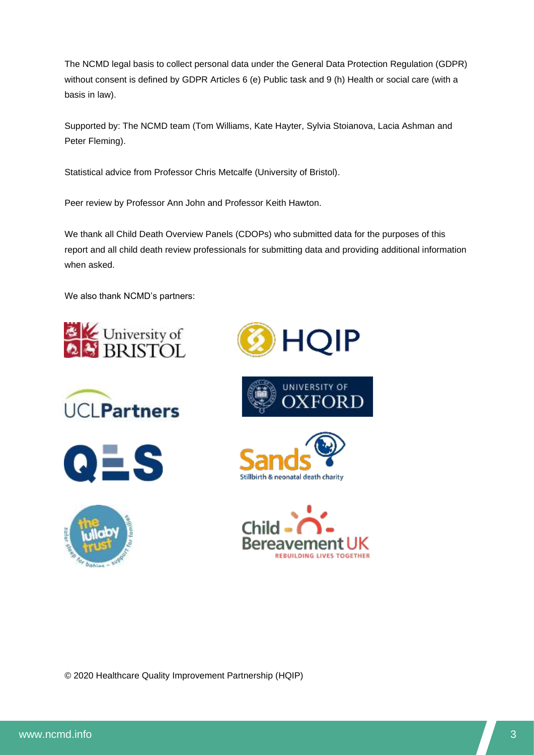The NCMD legal basis to collect personal data under the General Data Protection Regulation (GDPR) without consent is defined by GDPR Articles 6 (e) Public task and 9 (h) Health or social care (with a basis in law).

Supported by: The NCMD team (Tom Williams, Kate Hayter, Sylvia Stoianova, Lacia Ashman and Peter Fleming).

Statistical advice from Professor Chris Metcalfe (University of Bristol).

Peer review by Professor Ann John and Professor Keith Hawton.

We thank all Child Death Overview Panels (CDOPs) who submitted data for the purposes of this report and all child death review professionals for submitting data and providing additional information when asked.

We also thank NCMD's partners:

© 2020 Healthcare Quality Improvement Partnership (HQIP)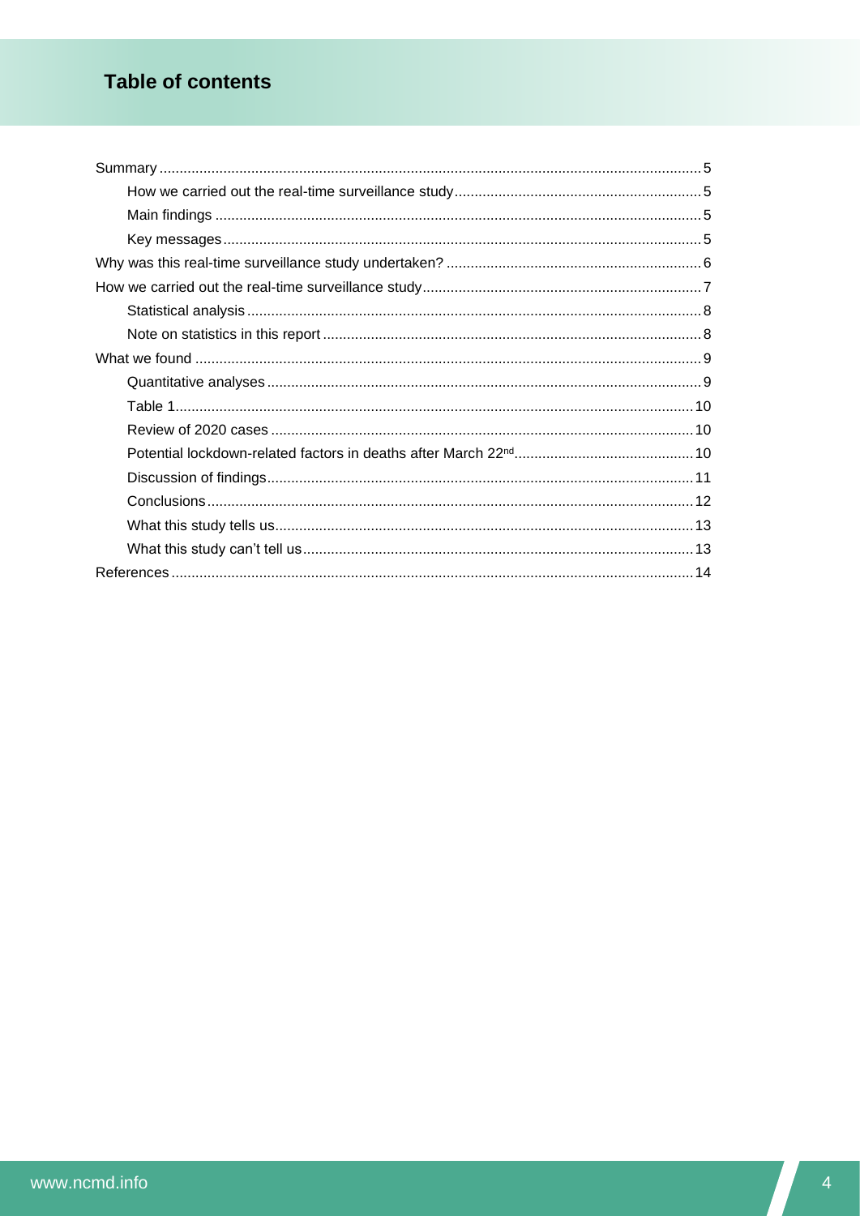# Table of contents

- Summary ..... 5
  - How we carried out the real-time surveillance study ..... 5
  - Main findings ..... 5
  - Key messages ..... 5
- Why was this real-time surveillance study undertaken? ..... 6
- How we carried out the real-time surveillance study ..... 7
  - Statistical analysis ..... 8
  - Note on statistics in this report ..... 8
- What we found ..... 9
  - Quantitative analyses ..... 9
  - Table 1 ..... 10
  - Review of 2020 cases ..... 10
  - Potential lockdown-related factors in deaths after March 22nd ..... 10
  - Discussion of findings ..... 11
  - Conclusions ..... 12
  - What this study tells us ..... 13
  - What this study can't tell us ..... 13
- References ..... 14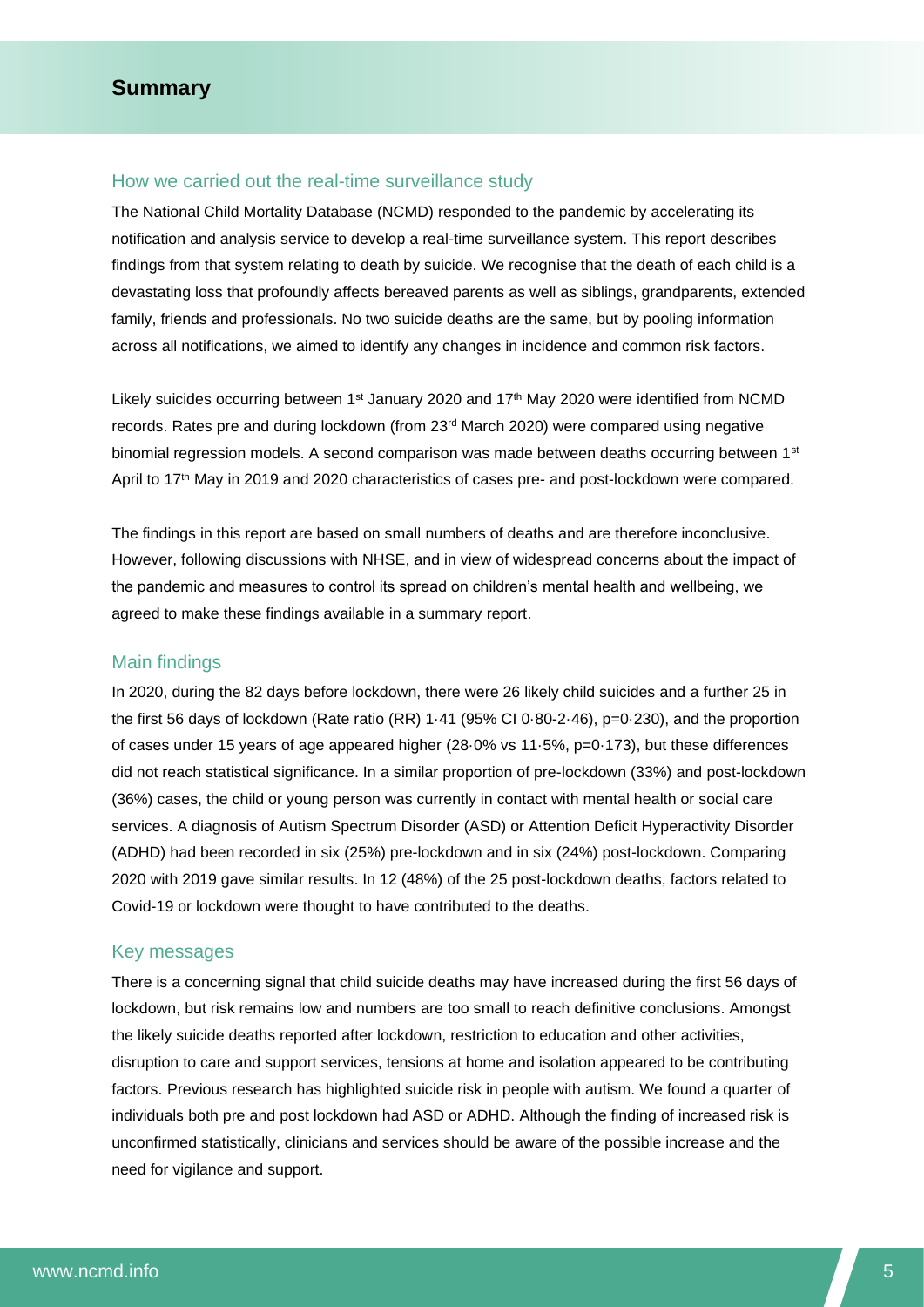# Summary

## How we carried out the real-time surveillance study

The National Child Mortality Database (NCMD) responded to the pandemic by accelerating its notification and analysis service to develop a real-time surveillance system. This report describes findings from that system relating to death by suicide. We recognise that the death of each child is a devastating loss that profoundly affects bereaved parents as well as siblings, grandparents, extended family, friends and professionals. No two suicide deaths are the same, but by pooling information across all notifications, we aimed to identify any changes in incidence and common risk factors.

Likely suicides occurring between 1st January 2020 and 17th May 2020 were identified from NCMD records. Rates pre and during lockdown (from 23rd March 2020) were compared using negative binomial regression models. A second comparison was made between deaths occurring between 1st April to 17th May in 2019 and 2020 characteristics of cases pre- and post-lockdown were compared.

The findings in this report are based on small numbers of deaths and are therefore inconclusive. However, following discussions with NHSE, and in view of widespread concerns about the impact of the pandemic and measures to control its spread on children's mental health and wellbeing, we agreed to make these findings available in a summary report.

## Main findings

In 2020, during the 82 days before lockdown, there were 26 likely child suicides and a further 25 in the first 56 days of lockdown (Rate ratio (RR) 1·41 (95% CI 0·80-2·46), p=0·230), and the proportion of cases under 15 years of age appeared higher (28·0% vs 11·5%, p=0·173), but these differences did not reach statistical significance. In a similar proportion of pre-lockdown (33%) and post-lockdown (36%) cases, the child or young person was currently in contact with mental health or social care services. A diagnosis of Autism Spectrum Disorder (ASD) or Attention Deficit Hyperactivity Disorder (ADHD) had been recorded in six (25%) pre-lockdown and in six (24%) post-lockdown. Comparing 2020 with 2019 gave similar results. In 12 (48%) of the 25 post-lockdown deaths, factors related to Covid-19 or lockdown were thought to have contributed to the deaths.

## Key messages

There is a concerning signal that child suicide deaths may have increased during the first 56 days of lockdown, but risk remains low and numbers are too small to reach definitive conclusions. Amongst the likely suicide deaths reported after lockdown, restriction to education and other activities, disruption to care and support services, tensions at home and isolation appeared to be contributing factors. Previous research has highlighted suicide risk in people with autism. We found a quarter of individuals both pre and post lockdown had ASD or ADHD. Although the finding of increased risk is unconfirmed statistically, clinicians and services should be aware of the possible increase and the need for vigilance and support.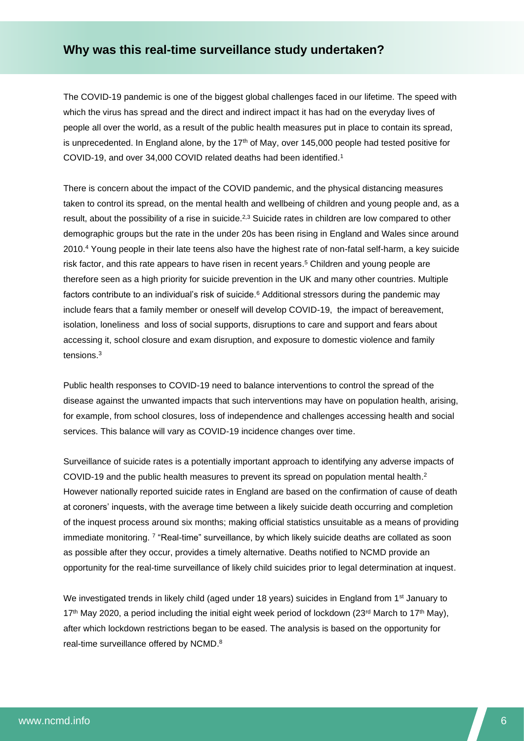## Why was this real-time surveillance study undertaken?

The COVID-19 pandemic is one of the biggest global challenges faced in our lifetime. The speed with which the virus has spread and the direct and indirect impact it has had on the everyday lives of people all over the world, as a result of the public health measures put in place to contain its spread, is unprecedented. In England alone, by the 17th of May, over 145,000 people had tested positive for COVID-19, and over 34,000 COVID related deaths had been identified.[1]

There is concern about the impact of the COVID pandemic, and the physical distancing measures taken to control its spread, on the mental health and wellbeing of children and young people and, as a result, about the possibility of a rise in suicide.[2,3] Suicide rates in children are low compared to other demographic groups but the rate in the under 20s has been rising in England and Wales since around 2010.[4] Young people in their late teens also have the highest rate of non-fatal self-harm, a key suicide risk factor, and this rate appears to have risen in recent years.[5] Children and young people are therefore seen as a high priority for suicide prevention in the UK and many other countries. Multiple factors contribute to an individual's risk of suicide.[6] Additional stressors during the pandemic may include fears that a family member or oneself will develop COVID-19, the impact of bereavement, isolation, loneliness and loss of social supports, disruptions to care and support and fears about accessing it, school closure and exam disruption, and exposure to domestic violence and family tensions.[3]

Public health responses to COVID-19 need to balance interventions to control the spread of the disease against the unwanted impacts that such interventions may have on population health, arising, for example, from school closures, loss of independence and challenges accessing health and social services. This balance will vary as COVID-19 incidence changes over time.

Surveillance of suicide rates is a potentially important approach to identifying any adverse impacts of COVID-19 and the public health measures to prevent its spread on population mental health.[2] However nationally reported suicide rates in England are based on the confirmation of cause of death at coroners' inquests, with the average time between a likely suicide death occurring and completion of the inquest process around six months; making official statistics unsuitable as a means of providing immediate monitoring. [7] "Real-time" surveillance, by which likely suicide deaths are collated as soon as possible after they occur, provides a timely alternative. Deaths notified to NCMD provide an opportunity for the real-time surveillance of likely child suicides prior to legal determination at inquest.

We investigated trends in likely child (aged under 18 years) suicides in England from 1st January to 17th May 2020, a period including the initial eight week period of lockdown (23rd March to 17th May), after which lockdown restrictions began to be eased. The analysis is based on the opportunity for real-time surveillance offered by NCMD.[8]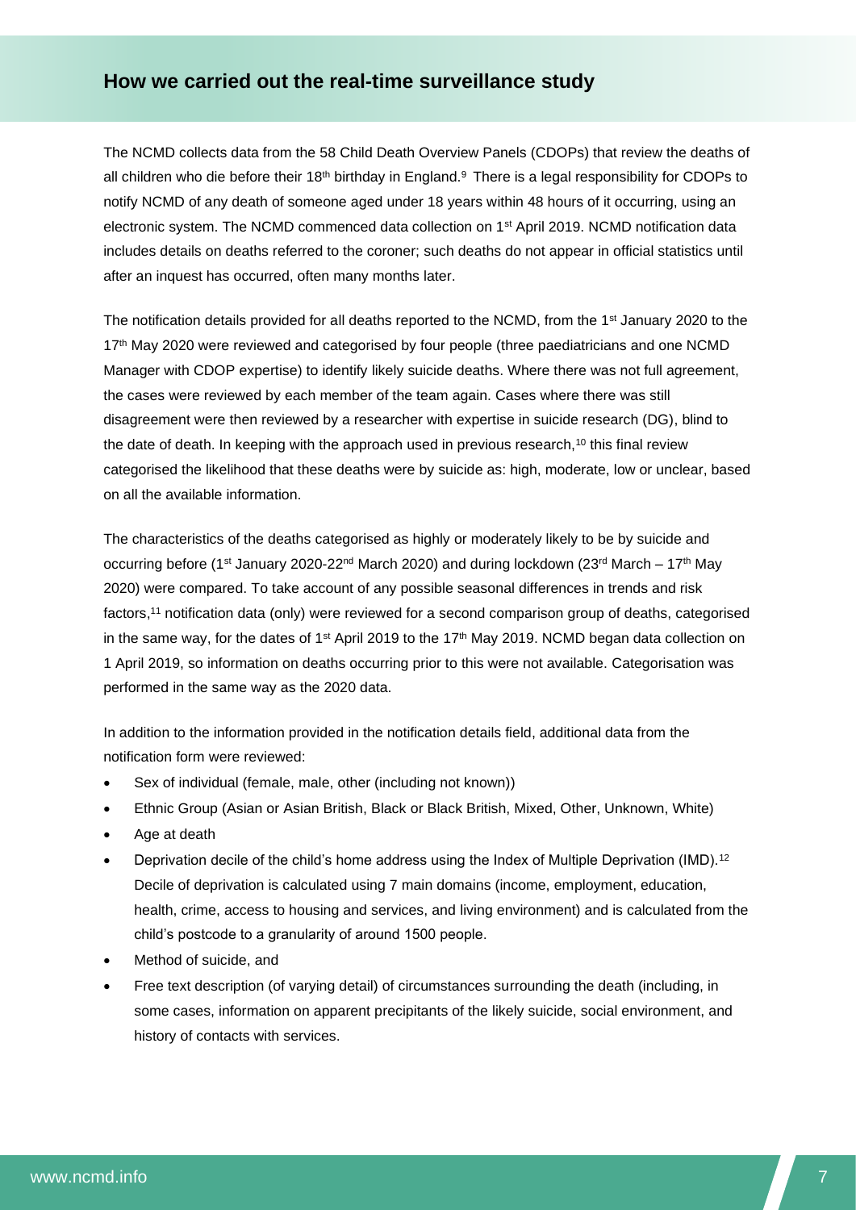## How we carried out the real-time surveillance study

The NCMD collects data from the 58 Child Death Overview Panels (CDOPs) that review the deaths of all children who die before their 18th birthday in England.[9] There is a legal responsibility for CDOPs to notify NCMD of any death of someone aged under 18 years within 48 hours of it occurring, using an electronic system. The NCMD commenced data collection on 1st April 2019. NCMD notification data includes details on deaths referred to the coroner; such deaths do not appear in official statistics until after an inquest has occurred, often many months later.

The notification details provided for all deaths reported to the NCMD, from the 1st January 2020 to the 17th May 2020 were reviewed and categorised by four people (three paediatricians and one NCMD Manager with CDOP expertise) to identify likely suicide deaths. Where there was not full agreement, the cases were reviewed by each member of the team again. Cases where there was still disagreement were then reviewed by a researcher with expertise in suicide research (DG), blind to the date of death. In keeping with the approach used in previous research,[10] this final review categorised the likelihood that these deaths were by suicide as: high, moderate, low or unclear, based on all the available information.

The characteristics of the deaths categorised as highly or moderately likely to be by suicide and occurring before (1st January 2020-22nd March 2020) and during lockdown (23rd March – 17th May 2020) were compared. To take account of any possible seasonal differences in trends and risk factors,[11] notification data (only) were reviewed for a second comparison group of deaths, categorised in the same way, for the dates of 1st April 2019 to the 17th May 2019. NCMD began data collection on 1 April 2019, so information on deaths occurring prior to this were not available. Categorisation was performed in the same way as the 2020 data.

In addition to the information provided in the notification details field, additional data from the notification form were reviewed:

- Sex of individual (female, male, other (including not known))
- Ethnic Group (Asian or Asian British, Black or Black British, Mixed, Other, Unknown, White)
- Age at death
- Deprivation decile of the child's home address using the Index of Multiple Deprivation (IMD).[12] Decile of deprivation is calculated using 7 main domains (income, employment, education, health, crime, access to housing and services, and living environment) and is calculated from the child's postcode to a granularity of around 1500 people.
- Method of suicide, and
- Free text description (of varying detail) of circumstances surrounding the death (including, in some cases, information on apparent precipitants of the likely suicide, social environment, and history of contacts with services.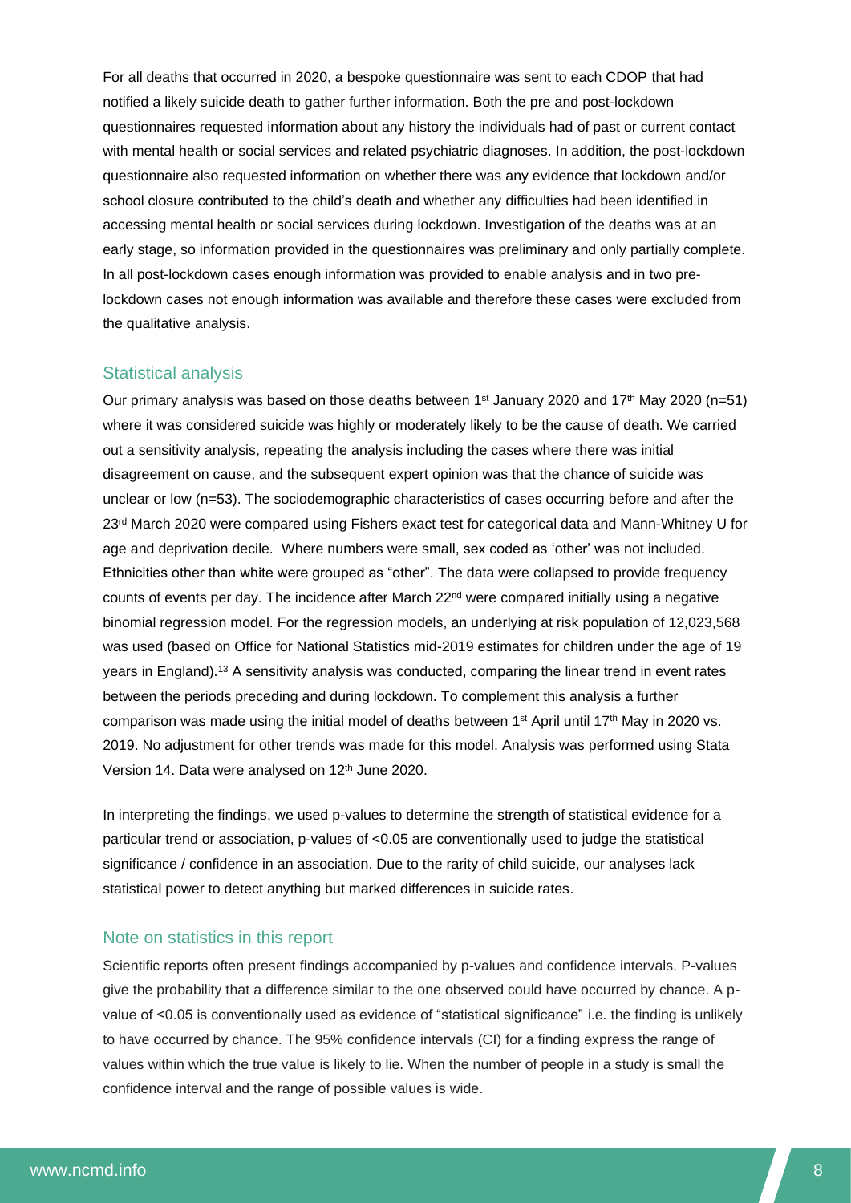For all deaths that occurred in 2020, a bespoke questionnaire was sent to each CDOP that had notified a likely suicide death to gather further information. Both the pre and post-lockdown questionnaires requested information about any history the individuals had of past or current contact with mental health or social services and related psychiatric diagnoses. In addition, the post-lockdown questionnaire also requested information on whether there was any evidence that lockdown and/or school closure contributed to the child's death and whether any difficulties had been identified in accessing mental health or social services during lockdown. Investigation of the deaths was at an early stage, so information provided in the questionnaires was preliminary and only partially complete. In all post-lockdown cases enough information was provided to enable analysis and in two pre-lockdown cases not enough information was available and therefore these cases were excluded from the qualitative analysis.

## Statistical analysis

Our primary analysis was based on those deaths between 1st January 2020 and 17th May 2020 (n=51) where it was considered suicide was highly or moderately likely to be the cause of death. We carried out a sensitivity analysis, repeating the analysis including the cases where there was initial disagreement on cause, and the subsequent expert opinion was that the chance of suicide was unclear or low (n=53). The sociodemographic characteristics of cases occurring before and after the 23rd March 2020 were compared using Fishers exact test for categorical data and Mann-Whitney U for age and deprivation decile. Where numbers were small, sex coded as 'other' was not included. Ethnicities other than white were grouped as "other". The data were collapsed to provide frequency counts of events per day. The incidence after March 22nd were compared initially using a negative binomial regression model. For the regression models, an underlying at risk population of 12,023,568 was used (based on Office for National Statistics mid-2019 estimates for children under the age of 19 years in England).[13] A sensitivity analysis was conducted, comparing the linear trend in event rates between the periods preceding and during lockdown. To complement this analysis a further comparison was made using the initial model of deaths between 1st April until 17th May in 2020 vs. 2019. No adjustment for other trends was made for this model. Analysis was performed using Stata Version 14. Data were analysed on 12th June 2020.

In interpreting the findings, we used p-values to determine the strength of statistical evidence for a particular trend or association, p-values of <0.05 are conventionally used to judge the statistical significance / confidence in an association. Due to the rarity of child suicide, our analyses lack statistical power to detect anything but marked differences in suicide rates.

## Note on statistics in this report

Scientific reports often present findings accompanied by p-values and confidence intervals. P-values give the probability that a difference similar to the one observed could have occurred by chance. A p-value of <0.05 is conventionally used as evidence of "statistical significance" i.e. the finding is unlikely to have occurred by chance. The 95% confidence intervals (CI) for a finding express the range of values within which the true value is likely to lie. When the number of people in a study is small the confidence interval and the range of possible values is wide.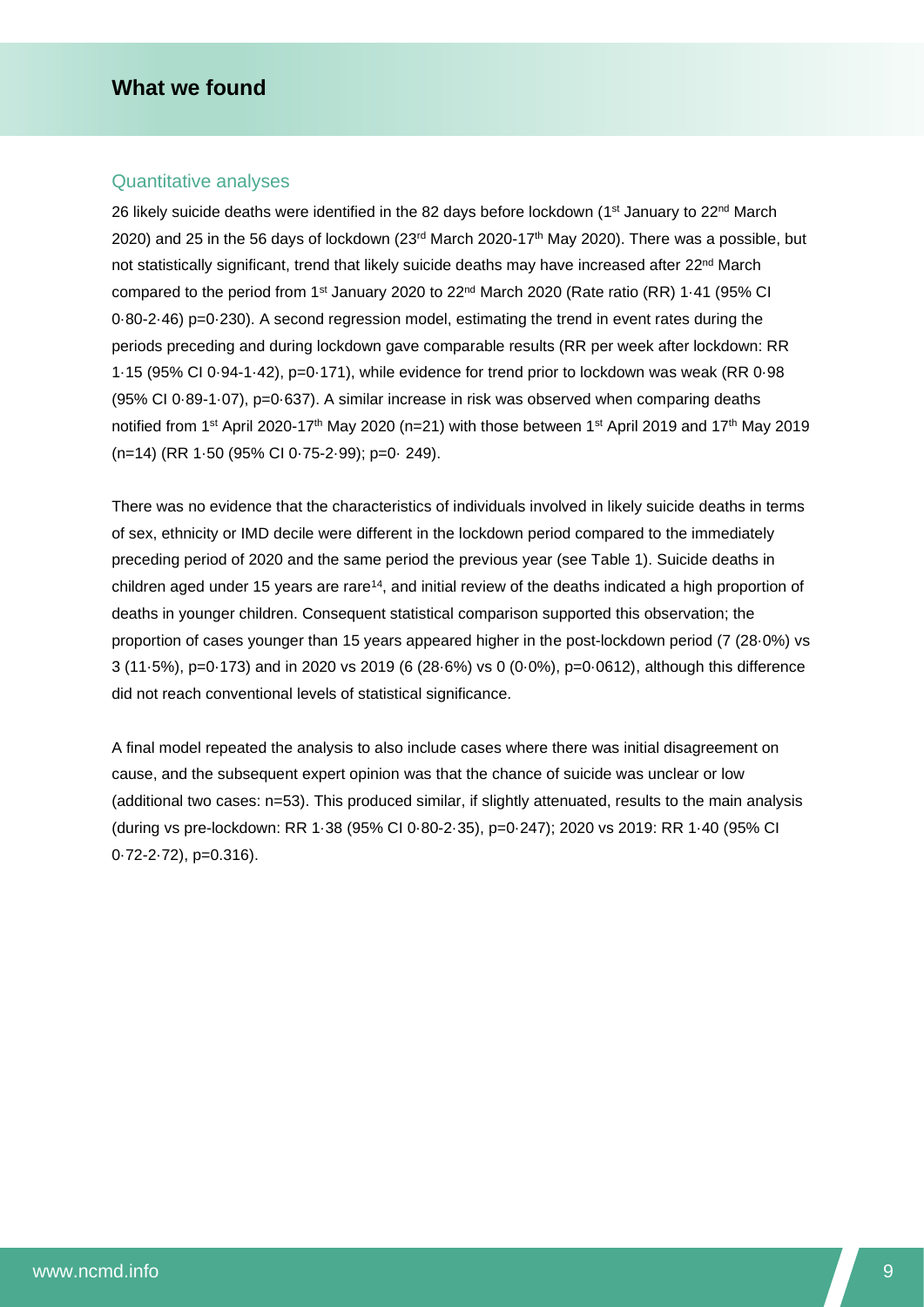## What we found

### Quantitative analyses

26 likely suicide deaths were identified in the 82 days before lockdown (1st January to 22nd March 2020) and 25 in the 56 days of lockdown (23rd March 2020-17th May 2020). There was a possible, but not statistically significant, trend that likely suicide deaths may have increased after 22nd March compared to the period from 1st January 2020 to 22nd March 2020 (Rate ratio (RR) 1·41 (95% CI 0·80-2·46) p=0·230). A second regression model, estimating the trend in event rates during the periods preceding and during lockdown gave comparable results (RR per week after lockdown: RR 1·15 (95% CI 0·94-1·42), p=0·171), while evidence for trend prior to lockdown was weak (RR 0·98 (95% CI 0·89-1·07), p=0·637). A similar increase in risk was observed when comparing deaths notified from 1st April 2020-17th May 2020 (n=21) with those between 1st April 2019 and 17th May 2019 (n=14) (RR 1·50 (95% CI 0·75-2·99); p=0· 249).

There was no evidence that the characteristics of individuals involved in likely suicide deaths in terms of sex, ethnicity or IMD decile were different in the lockdown period compared to the immediately preceding period of 2020 and the same period the previous year (see Table 1). Suicide deaths in children aged under 15 years are rare[14], and initial review of the deaths indicated a high proportion of deaths in younger children. Consequent statistical comparison supported this observation; the proportion of cases younger than 15 years appeared higher in the post-lockdown period (7 (28·0%) vs 3 (11·5%), p=0·173) and in 2020 vs 2019 (6 (28·6%) vs 0 (0·0%), p=0·0612), although this difference did not reach conventional levels of statistical significance.

A final model repeated the analysis to also include cases where there was initial disagreement on cause, and the subsequent expert opinion was that the chance of suicide was unclear or low (additional two cases: n=53). This produced similar, if slightly attenuated, results to the main analysis (during vs pre-lockdown: RR 1·38 (95% CI 0·80-2·35), p=0·247); 2020 vs 2019: RR 1·40 (95% CI 0·72-2·72), p=0.316).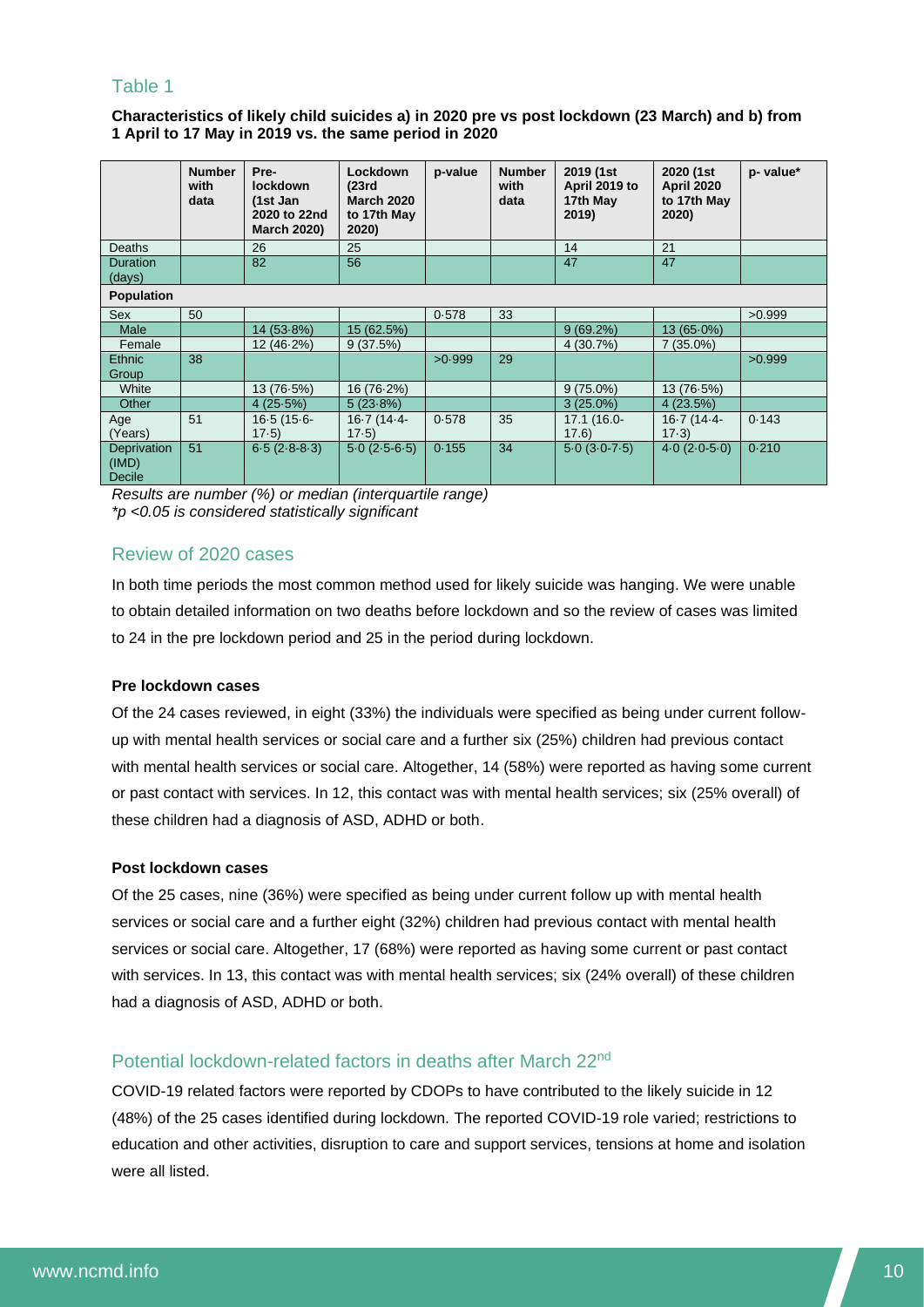## Table 1

**Characteristics of likely child suicides a) in 2020 pre vs post lockdown (23 March) and b) from 1 April to 17 May in 2019 vs. the same period in 2020**

| | Number with data | Pre-lockdown (1st Jan 2020 to 22nd March 2020) | Lockdown (23rd March 2020 to 17th May 2020) | p-value | Number with data | 2019 (1st April 2019 to 17th May 2019) | 2020 (1st April 2020 to 17th May 2020) | p- value* |
|---|---|---|---|---|---|---|---|---|
| Deaths | | 26 | 25 | | | 14 | 21 | |
| Duration (days) | | 82 | 56 | | | 47 | 47 | |
| **Population** | | | | | | | | |
| Sex | 50 | | | 0·578 | 33 | | | >0.999 |
| Male | | 14 (53·8%) | 15 (62.5%) | | | 9 (69.2%) | 13 (65·0%) | |
| Female | | 12 (46·2%) | 9 (37.5%) | | | 4 (30.7%) | 7 (35.0%) | |
| Ethnic Group | 38 | | | >0·999 | 29 | | | >0.999 |
| White | | 13 (76·5%) | 16 (76·2%) | | | 9 (75.0%) | 13 (76·5%) | |
| Other | | 4 (25·5%) | 5 (23·8%) | | | 3 (25.0%) | 4 (23.5%) | |
| Age (Years) | 51 | 16·5 (15·6-17·5) | 16·7 (14·4-17·5) | 0·578 | 35 | 17.1 (16.0-17.6) | 16·7 (14·4-17·3) | 0·143 |
| Deprivation (IMD) Decile | 51 | 6·5 (2·8-8·3) | 5·0 (2·5-6·5) | 0·155 | 34 | 5·0 (3·0-7·5) | 4·0 (2·0-5·0) | 0·210 |

*Results are number (%) or median (interquartile range)*
*\*p <0.05 is considered statistically significant*

## Review of 2020 cases

In both time periods the most common method used for likely suicide was hanging. We were unable to obtain detailed information on two deaths before lockdown and so the review of cases was limited to 24 in the pre lockdown period and 25 in the period during lockdown.

### Pre lockdown cases

Of the 24 cases reviewed, in eight (33%) the individuals were specified as being under current follow-up with mental health services or social care and a further six (25%) children had previous contact with mental health services or social care. Altogether, 14 (58%) were reported as having some current or past contact with services. In 12, this contact was with mental health services; six (25% overall) of these children had a diagnosis of ASD, ADHD or both.

### Post lockdown cases

Of the 25 cases, nine (36%) were specified as being under current follow up with mental health services or social care and a further eight (32%) children had previous contact with mental health services or social care. Altogether, 17 (68%) were reported as having some current or past contact with services. In 13, this contact was with mental health services; six (24% overall) of these children had a diagnosis of ASD, ADHD or both.

## Potential lockdown-related factors in deaths after March 22nd

COVID-19 related factors were reported by CDOPs to have contributed to the likely suicide in 12 (48%) of the 25 cases identified during lockdown. The reported COVID-19 role varied; restrictions to education and other activities, disruption to care and support services, tensions at home and isolation were all listed.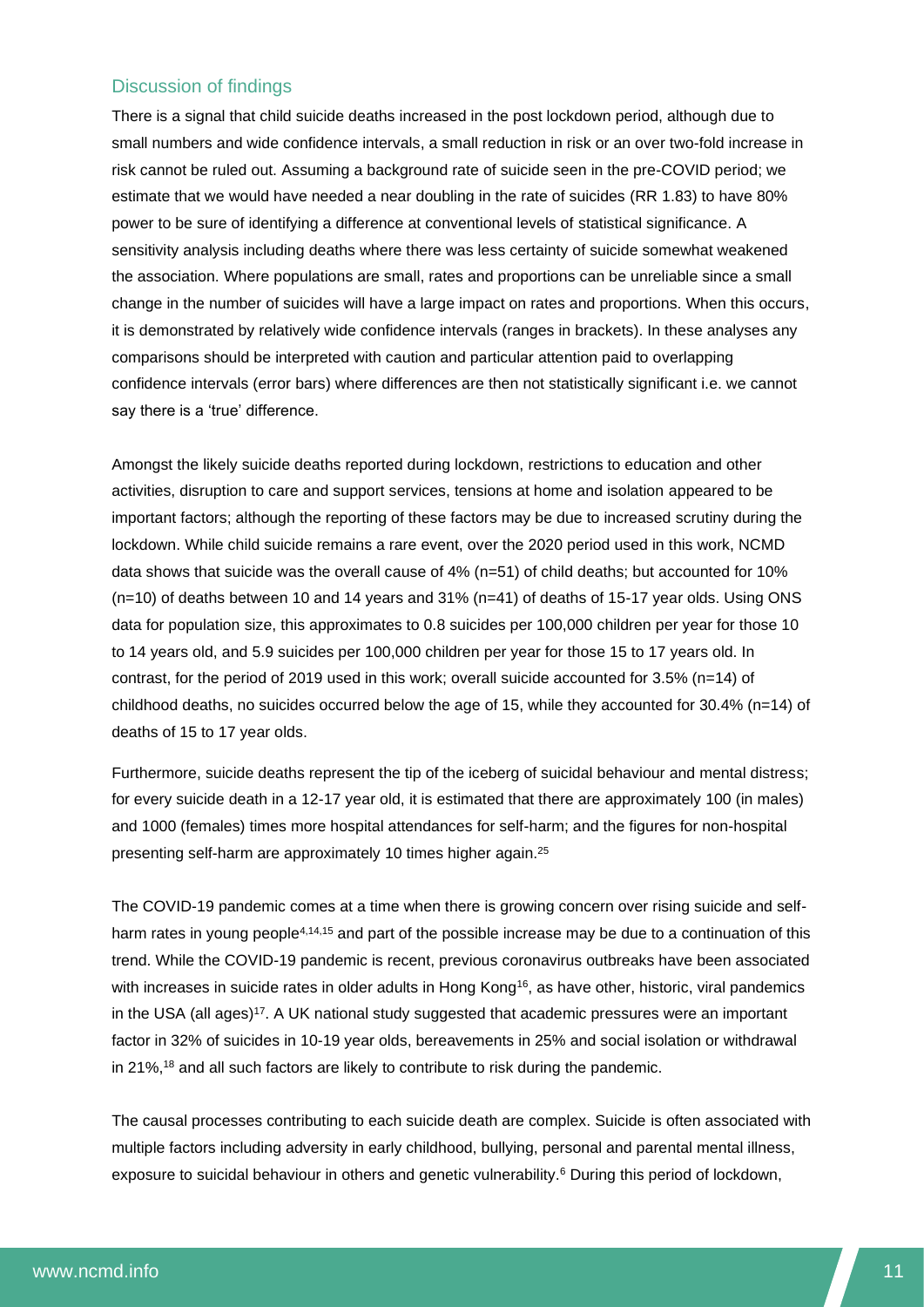## Discussion of findings

There is a signal that child suicide deaths increased in the post lockdown period, although due to small numbers and wide confidence intervals, a small reduction in risk or an over two-fold increase in risk cannot be ruled out. Assuming a background rate of suicide seen in the pre-COVID period; we estimate that we would have needed a near doubling in the rate of suicides (RR 1.83) to have 80% power to be sure of identifying a difference at conventional levels of statistical significance. A sensitivity analysis including deaths where there was less certainty of suicide somewhat weakened the association. Where populations are small, rates and proportions can be unreliable since a small change in the number of suicides will have a large impact on rates and proportions. When this occurs, it is demonstrated by relatively wide confidence intervals (ranges in brackets). In these analyses any comparisons should be interpreted with caution and particular attention paid to overlapping confidence intervals (error bars) where differences are then not statistically significant i.e. we cannot say there is a 'true' difference.

Amongst the likely suicide deaths reported during lockdown, restrictions to education and other activities, disruption to care and support services, tensions at home and isolation appeared to be important factors; although the reporting of these factors may be due to increased scrutiny during the lockdown. While child suicide remains a rare event, over the 2020 period used in this work, NCMD data shows that suicide was the overall cause of 4% (n=51) of child deaths; but accounted for 10% (n=10) of deaths between 10 and 14 years and 31% (n=41) of deaths of 15-17 year olds. Using ONS data for population size, this approximates to 0.8 suicides per 100,000 children per year for those 10 to 14 years old, and 5.9 suicides per 100,000 children per year for those 15 to 17 years old. In contrast, for the period of 2019 used in this work; overall suicide accounted for 3.5% (n=14) of childhood deaths, no suicides occurred below the age of 15, while they accounted for 30.4% (n=14) of deaths of 15 to 17 year olds.

Furthermore, suicide deaths represent the tip of the iceberg of suicidal behaviour and mental distress; for every suicide death in a 12-17 year old, it is estimated that there are approximately 100 (in males) and 1000 (females) times more hospital attendances for self-harm; and the figures for non-hospital presenting self-harm are approximately 10 times higher again.[25]

The COVID-19 pandemic comes at a time when there is growing concern over rising suicide and self-harm rates in young people[4,14,15] and part of the possible increase may be due to a continuation of this trend. While the COVID-19 pandemic is recent, previous coronavirus outbreaks have been associated with increases in suicide rates in older adults in Hong Kong[16], as have other, historic, viral pandemics in the USA (all ages)[17]. A UK national study suggested that academic pressures were an important factor in 32% of suicides in 10-19 year olds, bereavements in 25% and social isolation or withdrawal in 21%,[18] and all such factors are likely to contribute to risk during the pandemic.

The causal processes contributing to each suicide death are complex. Suicide is often associated with multiple factors including adversity in early childhood, bullying, personal and parental mental illness, exposure to suicidal behaviour in others and genetic vulnerability.[6] During this period of lockdown,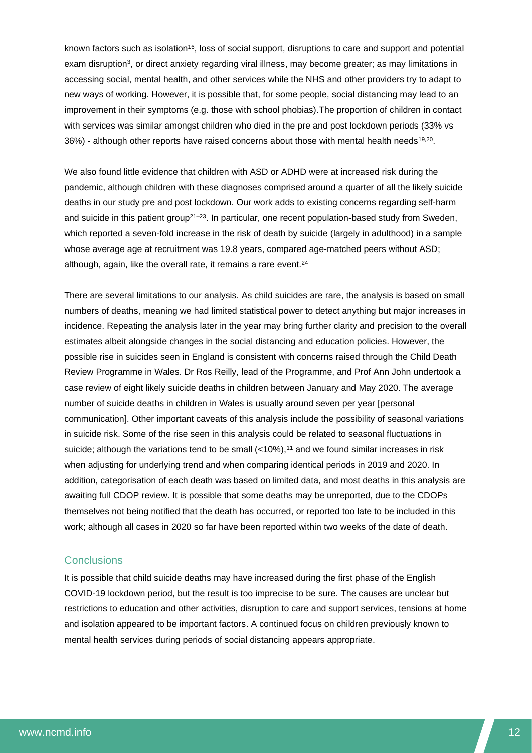known factors such as isolation[16], loss of social support, disruptions to care and support and potential exam disruption[3], or direct anxiety regarding viral illness, may become greater; as may limitations in accessing social, mental health, and other services while the NHS and other providers try to adapt to new ways of working. However, it is possible that, for some people, social distancing may lead to an improvement in their symptoms (e.g. those with school phobias).The proportion of children in contact with services was similar amongst children who died in the pre and post lockdown periods (33% vs 36%) - although other reports have raised concerns about those with mental health needs[19,20].

We also found little evidence that children with ASD or ADHD were at increased risk during the pandemic, although children with these diagnoses comprised around a quarter of all the likely suicide deaths in our study pre and post lockdown. Our work adds to existing concerns regarding self-harm and suicide in this patient group[21–23]. In particular, one recent population-based study from Sweden, which reported a seven-fold increase in the risk of death by suicide (largely in adulthood) in a sample whose average age at recruitment was 19.8 years, compared age-matched peers without ASD; although, again, like the overall rate, it remains a rare event.[24]

There are several limitations to our analysis. As child suicides are rare, the analysis is based on small numbers of deaths, meaning we had limited statistical power to detect anything but major increases in incidence. Repeating the analysis later in the year may bring further clarity and precision to the overall estimates albeit alongside changes in the social distancing and education policies. However, the possible rise in suicides seen in England is consistent with concerns raised through the Child Death Review Programme in Wales. Dr Ros Reilly, lead of the Programme, and Prof Ann John undertook a case review of eight likely suicide deaths in children between January and May 2020. The average number of suicide deaths in children in Wales is usually around seven per year [personal communication]. Other important caveats of this analysis include the possibility of seasonal variations in suicide risk. Some of the rise seen in this analysis could be related to seasonal fluctuations in suicide; although the variations tend to be small (<10%),[11] and we found similar increases in risk when adjusting for underlying trend and when comparing identical periods in 2019 and 2020. In addition, categorisation of each death was based on limited data, and most deaths in this analysis are awaiting full CDOP review. It is possible that some deaths may be unreported, due to the CDOPs themselves not being notified that the death has occurred, or reported too late to be included in this work; although all cases in 2020 so far have been reported within two weeks of the date of death.

## Conclusions

It is possible that child suicide deaths may have increased during the first phase of the English COVID-19 lockdown period, but the result is too imprecise to be sure. The causes are unclear but restrictions to education and other activities, disruption to care and support services, tensions at home and isolation appeared to be important factors. A continued focus on children previously known to mental health services during periods of social distancing appears appropriate.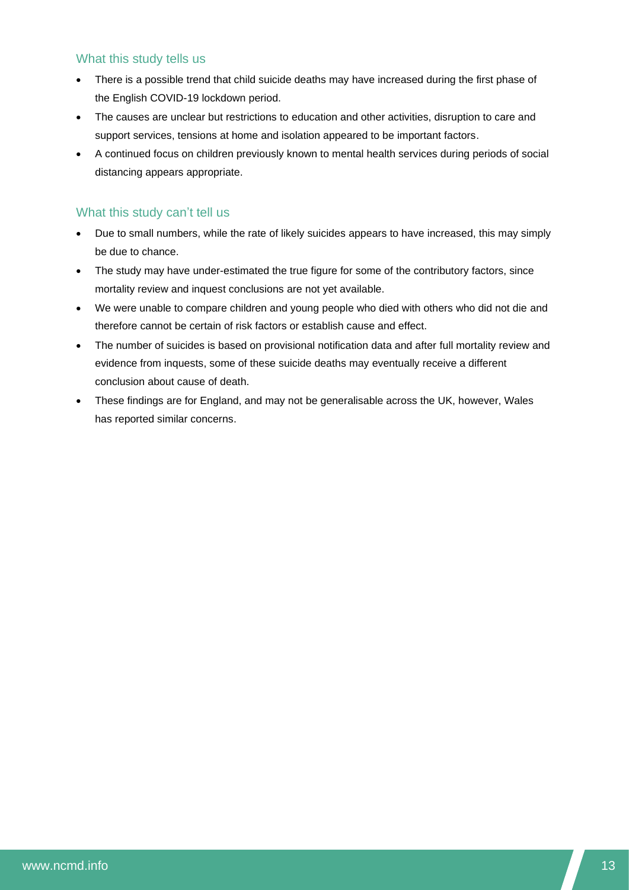## What this study tells us

- There is a possible trend that child suicide deaths may have increased during the first phase of the English COVID-19 lockdown period.
- The causes are unclear but restrictions to education and other activities, disruption to care and support services, tensions at home and isolation appeared to be important factors.
- A continued focus on children previously known to mental health services during periods of social distancing appears appropriate.

## What this study can't tell us

- Due to small numbers, while the rate of likely suicides appears to have increased, this may simply be due to chance.
- The study may have under-estimated the true figure for some of the contributory factors, since mortality review and inquest conclusions are not yet available.
- We were unable to compare children and young people who died with others who did not die and therefore cannot be certain of risk factors or establish cause and effect.
- The number of suicides is based on provisional notification data and after full mortality review and evidence from inquests, some of these suicide deaths may eventually receive a different conclusion about cause of death.
- These findings are for England, and may not be generalisable across the UK, however, Wales has reported similar concerns.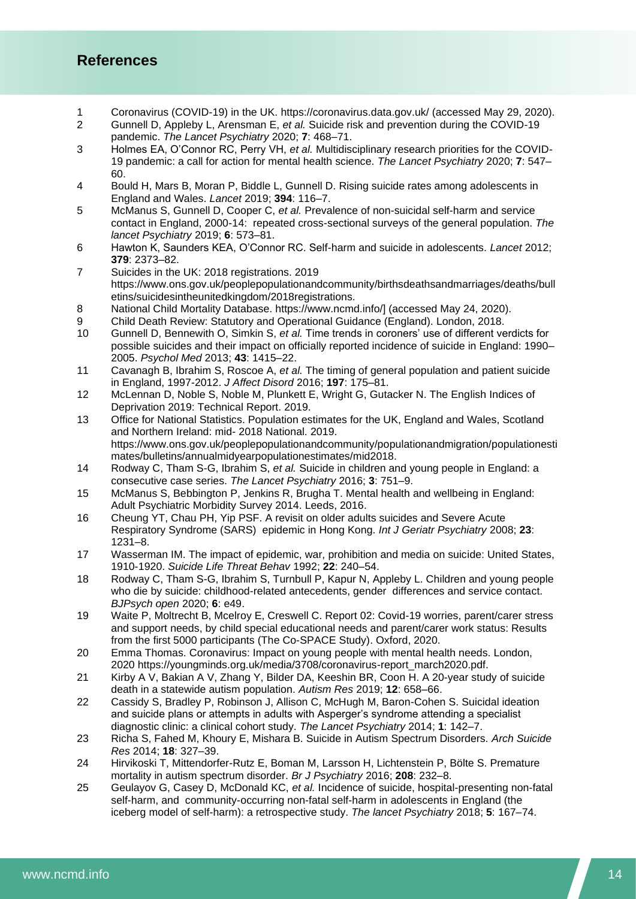## References

1. Coronavirus (COVID-19) in the UK. https://coronavirus.data.gov.uk/ (accessed May 29, 2020).
2. Gunnell D, Appleby L, Arensman E, *et al.* Suicide risk and prevention during the COVID-19 pandemic. *The Lancet Psychiatry* 2020; **7**: 468–71.
3. Holmes EA, O'Connor RC, Perry VH, *et al.* Multidisciplinary research priorities for the COVID-19 pandemic: a call for action for mental health science. *The Lancet Psychiatry* 2020; **7**: 547–60.
4. Bould H, Mars B, Moran P, Biddle L, Gunnell D. Rising suicide rates among adolescents in England and Wales. *Lancet* 2019; **394**: 116–7.
5. McManus S, Gunnell D, Cooper C, *et al.* Prevalence of non-suicidal self-harm and service contact in England, 2000-14: repeated cross-sectional surveys of the general population. *The lancet Psychiatry* 2019; **6**: 573–81.
6. Hawton K, Saunders KEA, O'Connor RC. Self-harm and suicide in adolescents. *Lancet* 2012; **379**: 2373–82.
7. Suicides in the UK: 2018 registrations. 2019 https://www.ons.gov.uk/peoplepopulationandcommunity/birthsdeathsandmarriages/deaths/bulletins/suicidesintheunitedkingdom/2018registrations.
8. National Child Mortality Database. https://www.ncmd.info/] (accessed May 24, 2020).
9. Child Death Review: Statutory and Operational Guidance (England). London, 2018.
10. Gunnell D, Bennewith O, Simkin S, *et al.* Time trends in coroners' use of different verdicts for possible suicides and their impact on officially reported incidence of suicide in England: 1990–2005. *Psychol Med* 2013; **43**: 1415–22.
11. Cavanagh B, Ibrahim S, Roscoe A, *et al.* The timing of general population and patient suicide in England, 1997-2012. *J Affect Disord* 2016; **197**: 175–81.
12. McLennan D, Noble S, Noble M, Plunkett E, Wright G, Gutacker N. The English Indices of Deprivation 2019: Technical Report. 2019.
13. Office for National Statistics. Population estimates for the UK, England and Wales, Scotland and Northern Ireland: mid- 2018 National. 2019. https://www.ons.gov.uk/peoplepopulationandcommunity/populationandmigration/populationestimates/bulletins/annualmidyearpopulationestimates/mid2018.
14. Rodway C, Tham S-G, Ibrahim S, *et al.* Suicide in children and young people in England: a consecutive case series. *The Lancet Psychiatry* 2016; **3**: 751–9.
15. McManus S, Bebbington P, Jenkins R, Brugha T. Mental health and wellbeing in England: Adult Psychiatric Morbidity Survey 2014. Leeds, 2016.
16. Cheung YT, Chau PH, Yip PSF. A revisit on older adults suicides and Severe Acute Respiratory Syndrome (SARS) epidemic in Hong Kong. *Int J Geriatr Psychiatry* 2008; **23**: 1231–8.
17. Wasserman IM. The impact of epidemic, war, prohibition and media on suicide: United States, 1910-1920. *Suicide Life Threat Behav* 1992; **22**: 240–54.
18. Rodway C, Tham S-G, Ibrahim S, Turnbull P, Kapur N, Appleby L. Children and young people who die by suicide: childhood-related antecedents, gender differences and service contact. *BJPsych open* 2020; **6**: e49.
19. Waite P, Moltrecht B, Mcelroy E, Creswell C. Report 02: Covid-19 worries, parent/carer stress and support needs, by child special educational needs and parent/carer work status: Results from the first 5000 participants (The Co-SPACE Study). Oxford, 2020.
20. Emma Thomas. Coronavirus: Impact on young people with mental health needs. London, 2020 https://youngminds.org.uk/media/3708/coronavirus-report_march2020.pdf.
21. Kirby A V, Bakian A V, Zhang Y, Bilder DA, Keeshin BR, Coon H. A 20-year study of suicide death in a statewide autism population. *Autism Res* 2019; **12**: 658–66.
22. Cassidy S, Bradley P, Robinson J, Allison C, McHugh M, Baron-Cohen S. Suicidal ideation and suicide plans or attempts in adults with Asperger's syndrome attending a specialist diagnostic clinic: a clinical cohort study. *The Lancet Psychiatry* 2014; **1**: 142–7.
23. Richa S, Fahed M, Khoury E, Mishara B. Suicide in Autism Spectrum Disorders. *Arch Suicide Res* 2014; **18**: 327–39.
24. Hirvikoski T, Mittendorfer-Rutz E, Boman M, Larsson H, Lichtenstein P, Bölte S. Premature mortality in autism spectrum disorder. *Br J Psychiatry* 2016; **208**: 232–8.
25. Geulayov G, Casey D, McDonald KC, *et al.* Incidence of suicide, hospital-presenting non-fatal self-harm, and community-occurring non-fatal self-harm in adolescents in England (the iceberg model of self-harm): a retrospective study. *The lancet Psychiatry* 2018; **5**: 167–74.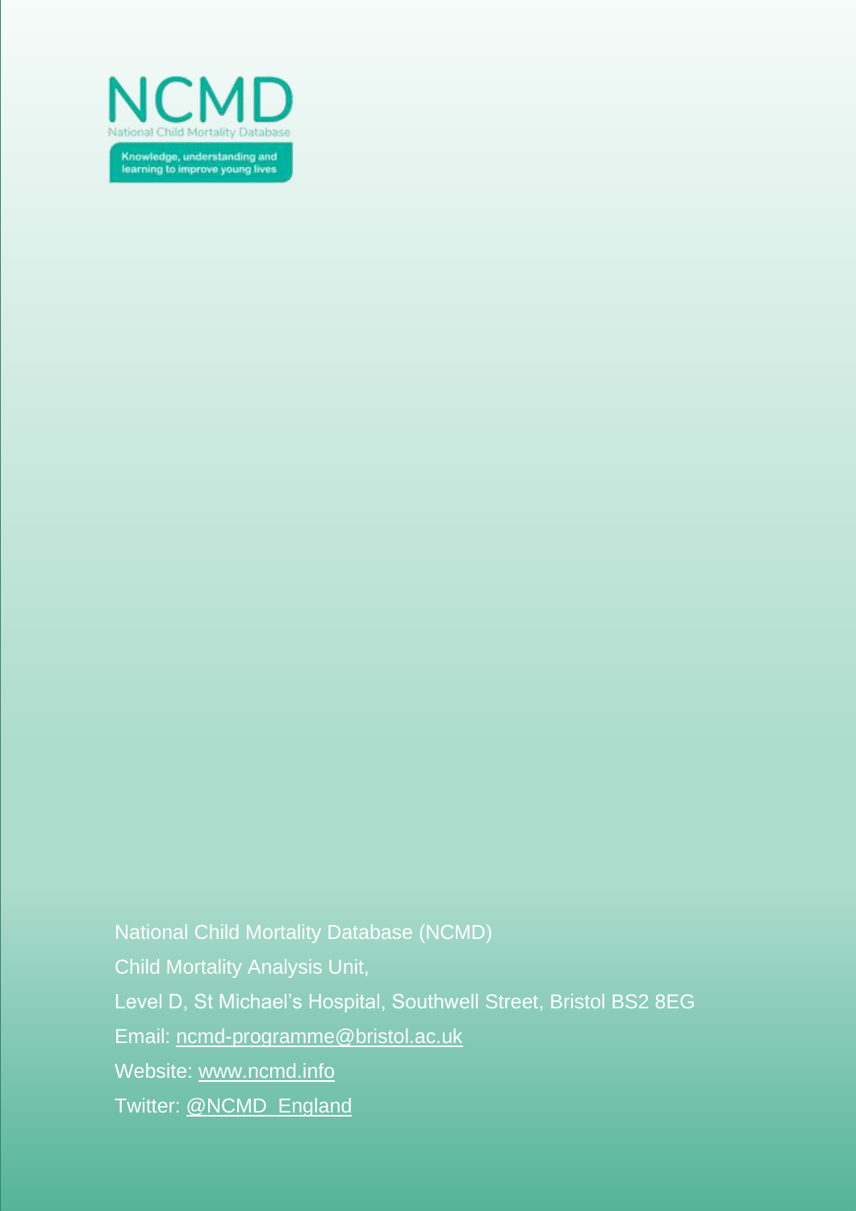NCMD

National Child Mortality Database

Knowledge, understanding and learning to improve young lives

National Child Mortality Database (NCMD)

Child Mortality Analysis Unit,

Level D, St Michael's Hospital, Southwell Street, Bristol BS2 8EG

Email: ncmd-programme@bristol.ac.uk

Website: www.ncmd.info

Twitter: @NCMD_England